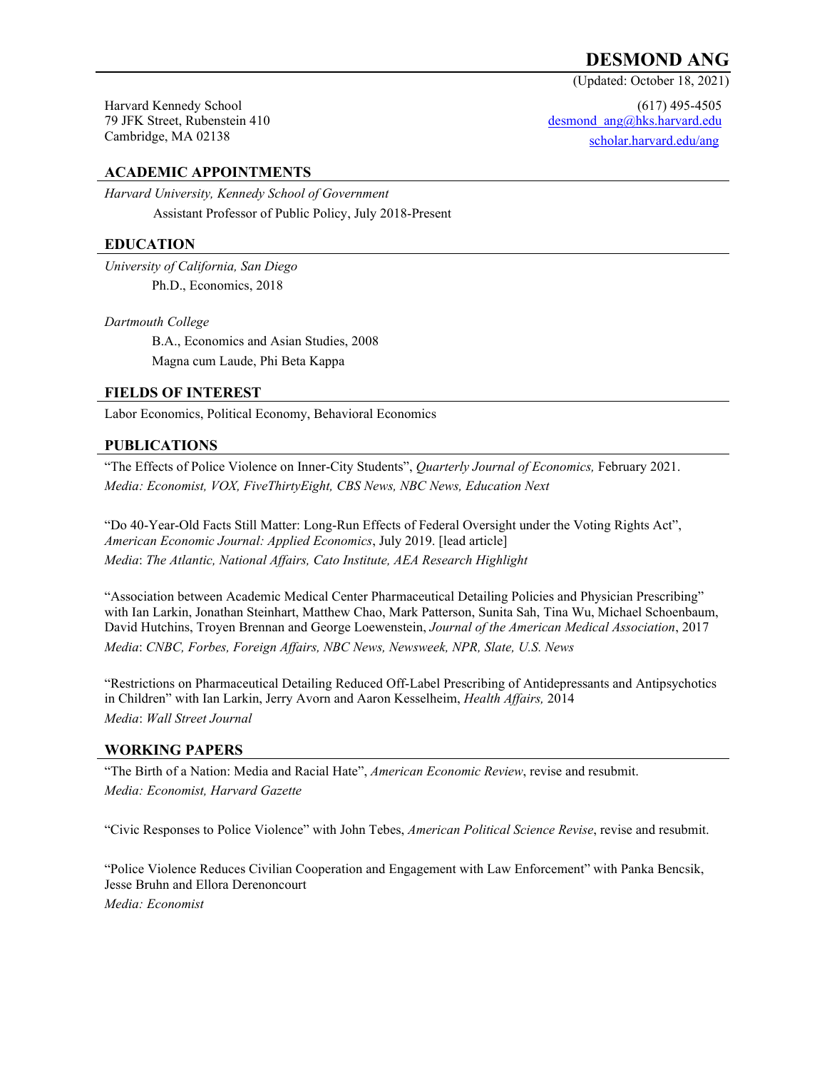# DESMOND ANG

(Updated: October 18, 2021)

Harvard Kennedy School
79 JFK Street, Rubenstein 410
Cambridge, MA 02138

(617) 495-4505
desmond_ang@hks.harvard.edu
scholar.harvard.edu/ang

## ACADEMIC APPOINTMENTS

*Harvard University, Kennedy School of Government*

Assistant Professor of Public Policy, July 2018-Present

## EDUCATION

*University of California, San Diego*

Ph.D., Economics, 2018

*Dartmouth College*

B.A., Economics and Asian Studies, 2008
Magna cum Laude, Phi Beta Kappa

## FIELDS OF INTEREST

Labor Economics, Political Economy, Behavioral Economics

## PUBLICATIONS

"The Effects of Police Violence on Inner-City Students", *Quarterly Journal of Economics,* February 2021.
*Media: Economist, VOX, FiveThirtyEight, CBS News, NBC News, Education Next*

"Do 40-Year-Old Facts Still Matter: Long-Run Effects of Federal Oversight under the Voting Rights Act", *American Economic Journal: Applied Economics*, July 2019. [lead article]
*Media*: *The Atlantic, National Affairs, Cato Institute, AEA Research Highlight*

"Association between Academic Medical Center Pharmaceutical Detailing Policies and Physician Prescribing" with Ian Larkin, Jonathan Steinhart, Matthew Chao, Mark Patterson, Sunita Sah, Tina Wu, Michael Schoenbaum, David Hutchins, Troyen Brennan and George Loewenstein, *Journal of the American Medical Association*, 2017
*Media*: *CNBC, Forbes, Foreign Affairs, NBC News, Newsweek, NPR, Slate, U.S. News*

"Restrictions on Pharmaceutical Detailing Reduced Off-Label Prescribing of Antidepressants and Antipsychotics in Children" with Ian Larkin, Jerry Avorn and Aaron Kesselheim, *Health Affairs,* 2014
*Media*: *Wall Street Journal*

## WORKING PAPERS

"The Birth of a Nation: Media and Racial Hate", *American Economic Review*, revise and resubmit.
*Media: Economist, Harvard Gazette*

"Civic Responses to Police Violence" with John Tebes, *American Political Science Revise*, revise and resubmit.

"Police Violence Reduces Civilian Cooperation and Engagement with Law Enforcement" with Panka Bencsik, Jesse Bruhn and Ellora Derenoncourt
*Media: Economist*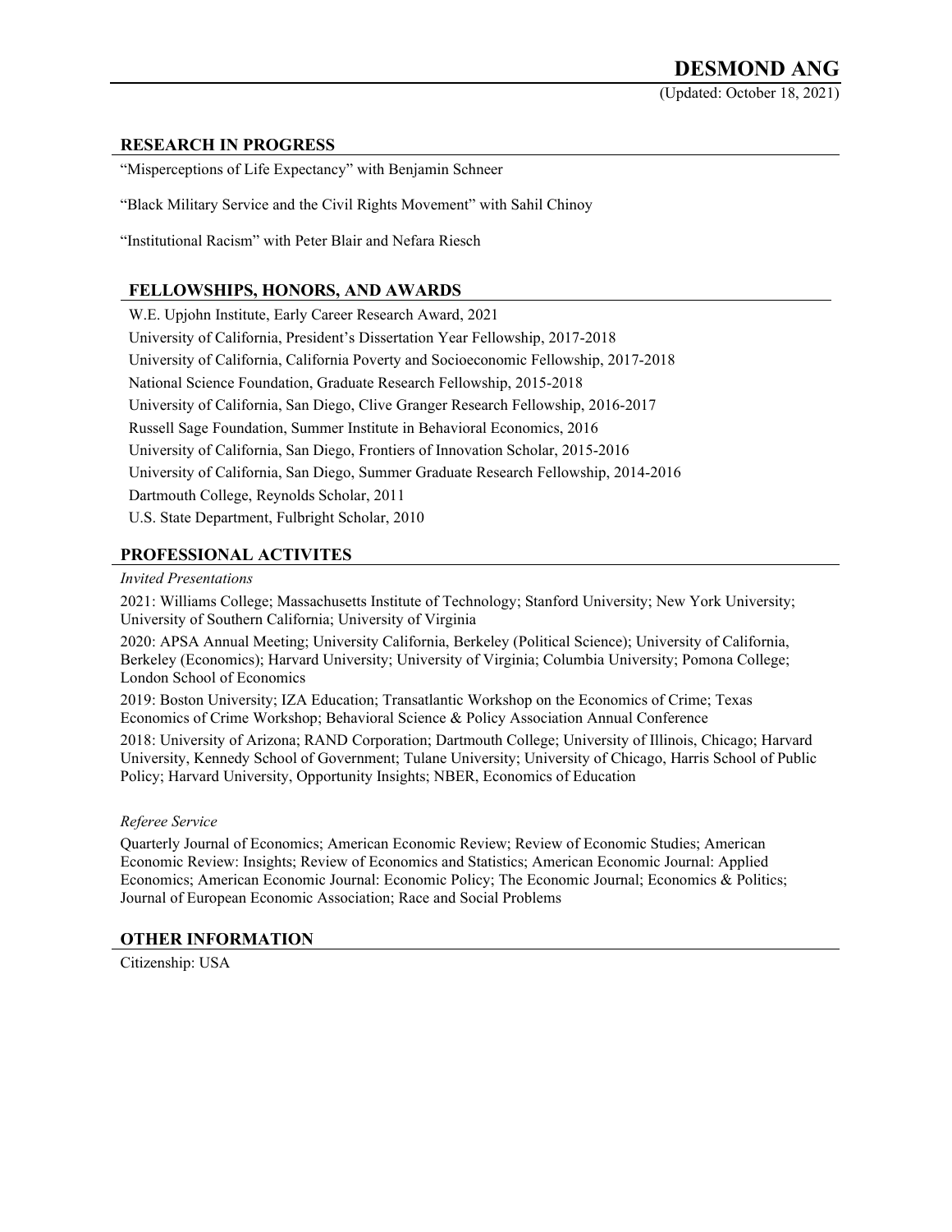# DESMOND ANG

(Updated: October 18, 2021)

## RESEARCH IN PROGRESS

"Misperceptions of Life Expectancy" with Benjamin Schneer

"Black Military Service and the Civil Rights Movement" with Sahil Chinoy

"Institutional Racism" with Peter Blair and Nefara Riesch

## FELLOWSHIPS, HONORS, AND AWARDS

W.E. Upjohn Institute, Early Career Research Award, 2021

University of California, President's Dissertation Year Fellowship, 2017-2018

University of California, California Poverty and Socioeconomic Fellowship, 2017-2018

National Science Foundation, Graduate Research Fellowship, 2015-2018

University of California, San Diego, Clive Granger Research Fellowship, 2016-2017

Russell Sage Foundation, Summer Institute in Behavioral Economics, 2016

University of California, San Diego, Frontiers of Innovation Scholar, 2015-2016

University of California, San Diego, Summer Graduate Research Fellowship, 2014-2016

Dartmouth College, Reynolds Scholar, 2011

U.S. State Department, Fulbright Scholar, 2010

## PROFESSIONAL ACTIVITES

*Invited Presentations*

2021: Williams College; Massachusetts Institute of Technology; Stanford University; New York University; University of Southern California; University of Virginia

2020: APSA Annual Meeting; University California, Berkeley (Political Science); University of California, Berkeley (Economics); Harvard University; University of Virginia; Columbia University; Pomona College; London School of Economics

2019: Boston University; IZA Education; Transatlantic Workshop on the Economics of Crime; Texas Economics of Crime Workshop; Behavioral Science & Policy Association Annual Conference

2018: University of Arizona; RAND Corporation; Dartmouth College; University of Illinois, Chicago; Harvard University, Kennedy School of Government; Tulane University; University of Chicago, Harris School of Public Policy; Harvard University, Opportunity Insights; NBER, Economics of Education

*Referee Service*

Quarterly Journal of Economics; American Economic Review; Review of Economic Studies; American Economic Review: Insights; Review of Economics and Statistics; American Economic Journal: Applied Economics; American Economic Journal: Economic Policy; The Economic Journal; Economics & Politics; Journal of European Economic Association; Race and Social Problems

## OTHER INFORMATION

Citizenship: USA